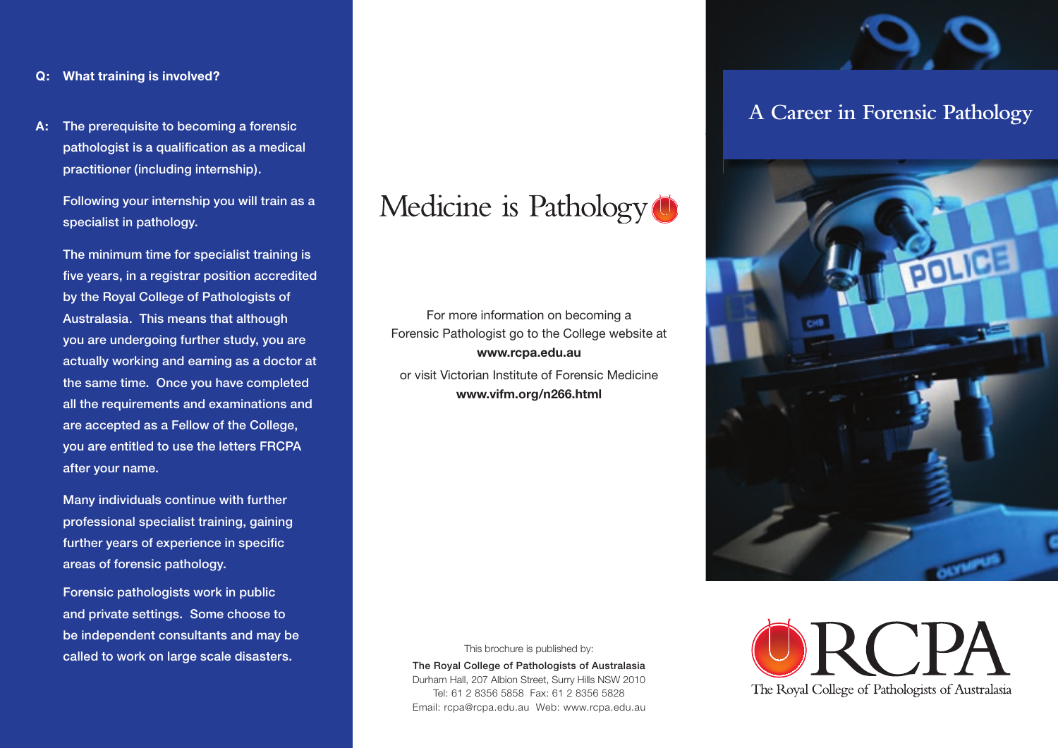**Q: What training is involved?**

**A:** The prerequisite to becoming a forensic pathologist is a qualification as a medical practitioner (including internship).

Following your internship you will train as a specialist in pathology.

The minimum time for specialist training is five years, in a registrar position accredited by the Royal College of Pathologists of Australasia. This means that although you are undergoing further study, you are actually working and earning as a doctor at the same time. Once you have completed all the requirements and examinations and are accepted as a Fellow of the College, you are entitled to use the letters FRCPA after your name.

Many individuals continue with further professional specialist training, gaining further years of experience in specific areas of forensic pathology.

Forensic pathologists work in public and private settings. Some choose to be independent consultants and may be called to work on large scale disasters.

# Medicine is Pathology

For more information on becoming a Forensic Pathologist go to the College website at **www.rcpa.edu.au**

or visit Victorian Institute of Forensic Medicine **www.vifm.org/n266.html**

This brochure is published by:

**The Royal College of Pathologists of Australasia**
Durham Hall, 207 Albion Street, Surry Hills NSW 2010
Tel: 61 2 8356 5858 Fax: 61 2 8356 5828
Email: rcpa@rcpa.edu.au Web: www.rcpa.edu.au

# A Career in Forensic Pathology

RCPA
The Royal College of Pathologists of Australasia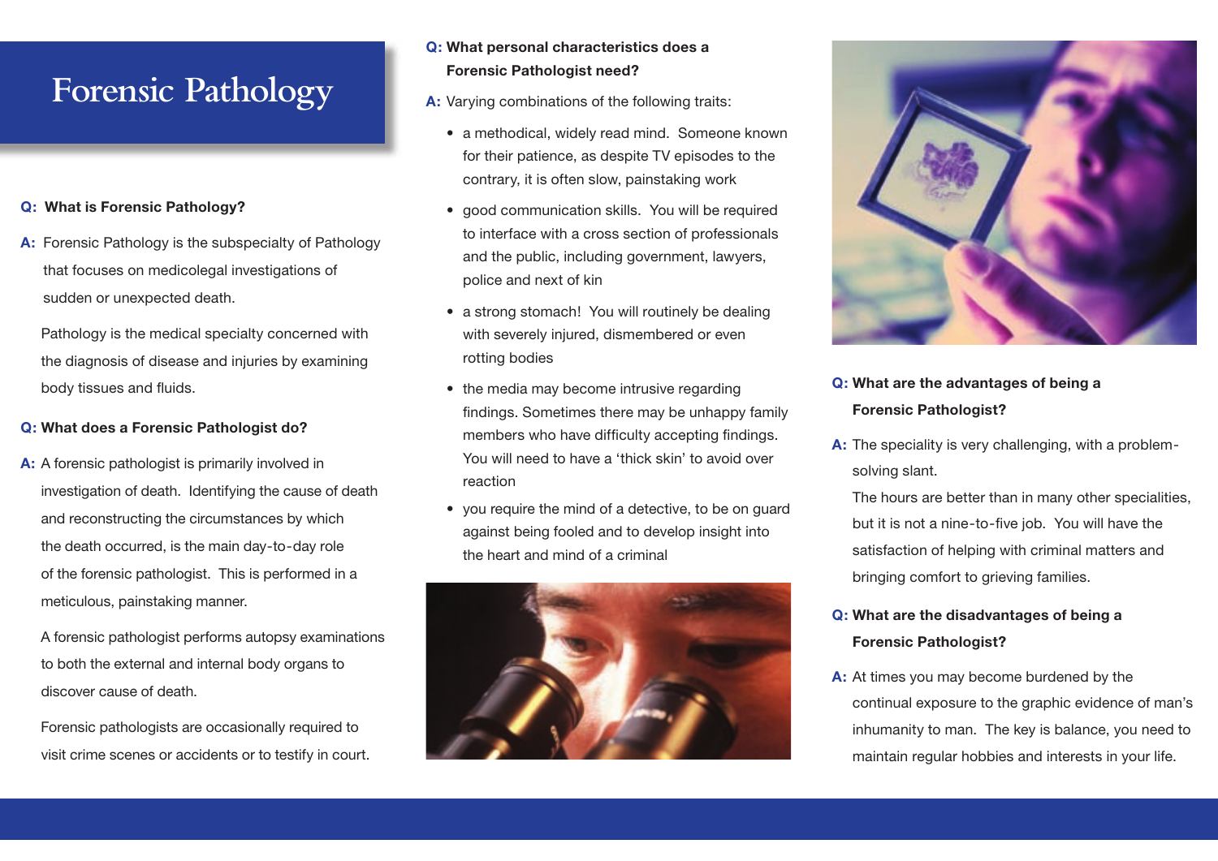# Forensic Pathology

**Q: What is Forensic Pathology?**

**A:** Forensic Pathology is the subspecialty of Pathology that focuses on medicolegal investigations of sudden or unexpected death.

Pathology is the medical specialty concerned with the diagnosis of disease and injuries by examining body tissues and fluids.

**Q: What does a Forensic Pathologist do?**

**A:** A forensic pathologist is primarily involved in investigation of death. Identifying the cause of death and reconstructing the circumstances by which the death occurred, is the main day-to-day role of the forensic pathologist. This is performed in a meticulous, painstaking manner.

A forensic pathologist performs autopsy examinations to both the external and internal body organs to discover cause of death.

Forensic pathologists are occasionally required to visit crime scenes or accidents or to testify in court.

**Q: What personal characteristics does a Forensic Pathologist need?**

**A:** Varying combinations of the following traits:

- a methodical, widely read mind. Someone known for their patience, as despite TV episodes to the contrary, it is often slow, painstaking work
- good communication skills. You will be required to interface with a cross section of professionals and the public, including government, lawyers, police and next of kin
- a strong stomach! You will routinely be dealing with severely injured, dismembered or even rotting bodies
- the media may become intrusive regarding findings. Sometimes there may be unhappy family members who have difficulty accepting findings. You will need to have a 'thick skin' to avoid over reaction
- you require the mind of a detective, to be on guard against being fooled and to develop insight into the heart and mind of a criminal

**Q: What are the advantages of being a Forensic Pathologist?**

**A:** The speciality is very challenging, with a problem-solving slant.

The hours are better than in many other specialities, but it is not a nine-to-five job. You will have the satisfaction of helping with criminal matters and bringing comfort to grieving families.

**Q: What are the disadvantages of being a Forensic Pathologist?**

**A:** At times you may become burdened by the continual exposure to the graphic evidence of man's inhumanity to man. The key is balance, you need to maintain regular hobbies and interests in your life.